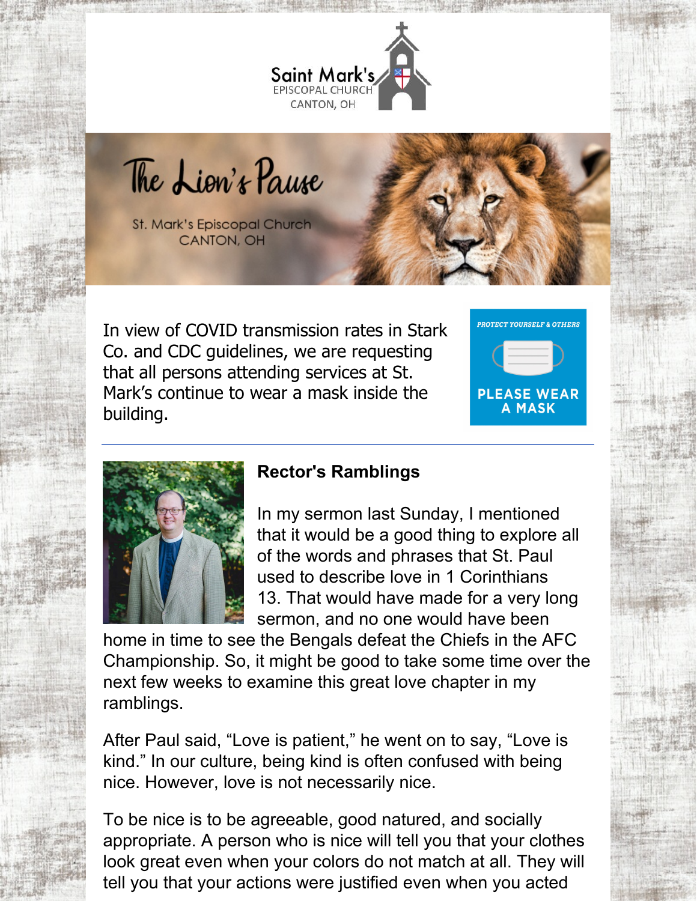Saint Mark's
EPISCOPAL CHURCH
CANTON, OH

# The Lion's Pause

St. Mark's Episcopal Church
CANTON, OH

In view of COVID transmission rates in Stark Co. and CDC guidelines, we are requesting that all persons attending services at St. Mark's continue to wear a mask inside the building.

PROTECT YOURSELF & OTHERS

PLEASE WEAR A MASK

---

## Rector's Ramblings

In my sermon last Sunday, I mentioned that it would be a good thing to explore all of the words and phrases that St. Paul used to describe love in 1 Corinthians 13. That would have made for a very long sermon, and no one would have been home in time to see the Bengals defeat the Chiefs in the AFC Championship. So, it might be good to take some time over the next few weeks to examine this great love chapter in my ramblings.

After Paul said, "Love is patient," he went on to say, "Love is kind." In our culture, being kind is often confused with being nice. However, love is not necessarily nice.

To be nice is to be agreeable, good natured, and socially appropriate. A person who is nice will tell you that your clothes look great even when your colors do not match at all. They will tell you that your actions were justified even when you acted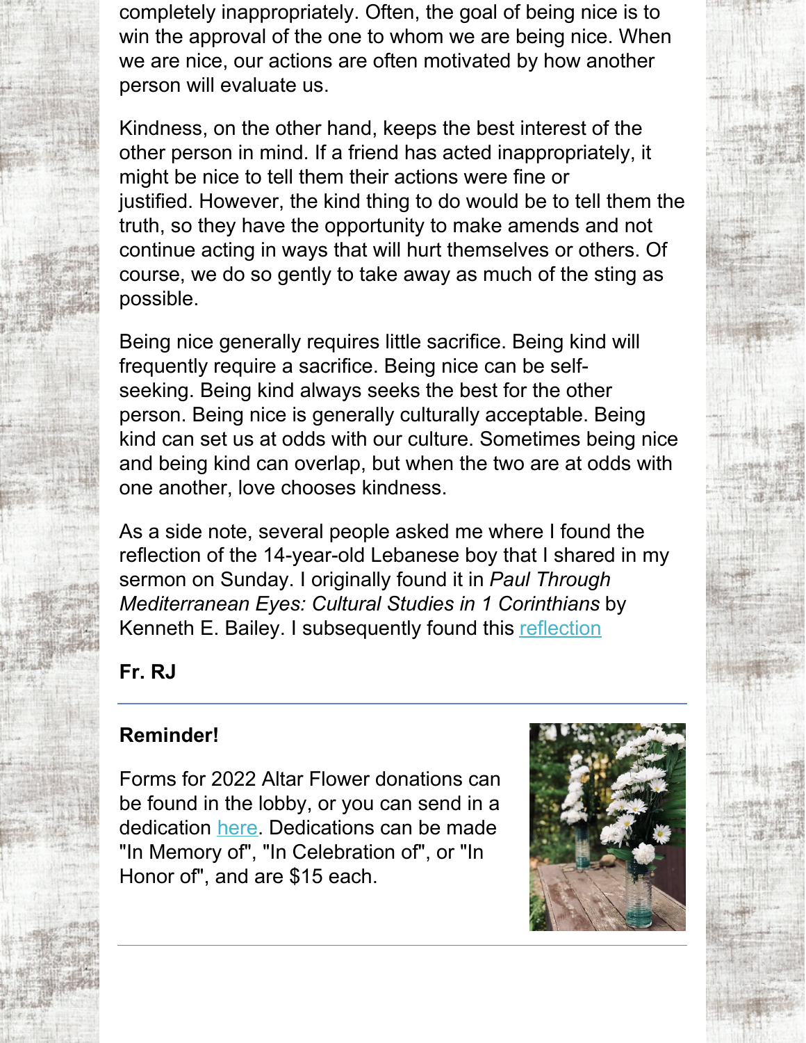completely inappropriately. Often, the goal of being nice is to win the approval of the one to whom we are being nice. When we are nice, our actions are often motivated by how another person will evaluate us.

Kindness, on the other hand, keeps the best interest of the other person in mind. If a friend has acted inappropriately, it might be nice to tell them their actions were fine or justified. However, the kind thing to do would be to tell them the truth, so they have the opportunity to make amends and not continue acting in ways that will hurt themselves or others. Of course, we do so gently to take away as much of the sting as possible.

Being nice generally requires little sacrifice. Being kind will frequently require a sacrifice. Being nice can be self-seeking. Being kind always seeks the best for the other person. Being nice is generally culturally acceptable. Being kind can set us at odds with our culture. Sometimes being nice and being kind can overlap, but when the two are at odds with one another, love chooses kindness.

As a side note, several people asked me where I found the reflection of the 14-year-old Lebanese boy that I shared in my sermon on Sunday. I originally found it in *Paul Through Mediterranean Eyes: Cultural Studies in 1 Corinthians* by Kenneth E. Bailey. I subsequently found this reflection

**Fr. RJ**

---

**Reminder!**

Forms for 2022 Altar Flower donations can be found in the lobby, or you can send in a dedication here. Dedications can be made "In Memory of", "In Celebration of", or "In Honor of", and are $15 each.

---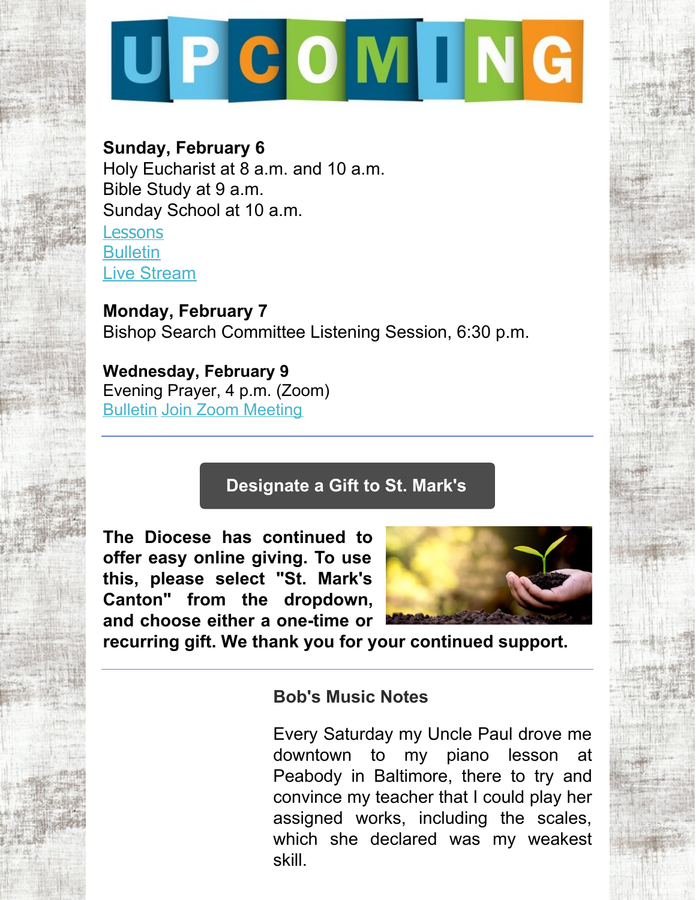# UPCOMING

**Sunday, February 6**
Holy Eucharist at 8 a.m. and 10 a.m.
Bible Study at 9 a.m.
Sunday School at 10 a.m.
Lessons
Bulletin
Live Stream

**Monday, February 7**
Bishop Search Committee Listening Session, 6:30 p.m.

**Wednesday, February 9**
Evening Prayer, 4 p.m. (Zoom)
Bulletin Join Zoom Meeting

---

**Designate a Gift to St. Mark's**

**The Diocese has continued to offer easy online giving. To use this, please select "St. Mark's Canton" from the dropdown, and choose either a one-time or recurring gift. We thank you for your continued support.**

---

### Bob's Music Notes

Every Saturday my Uncle Paul drove me downtown to my piano lesson at Peabody in Baltimore, there to try and convince my teacher that I could play her assigned works, including the scales, which she declared was my weakest skill.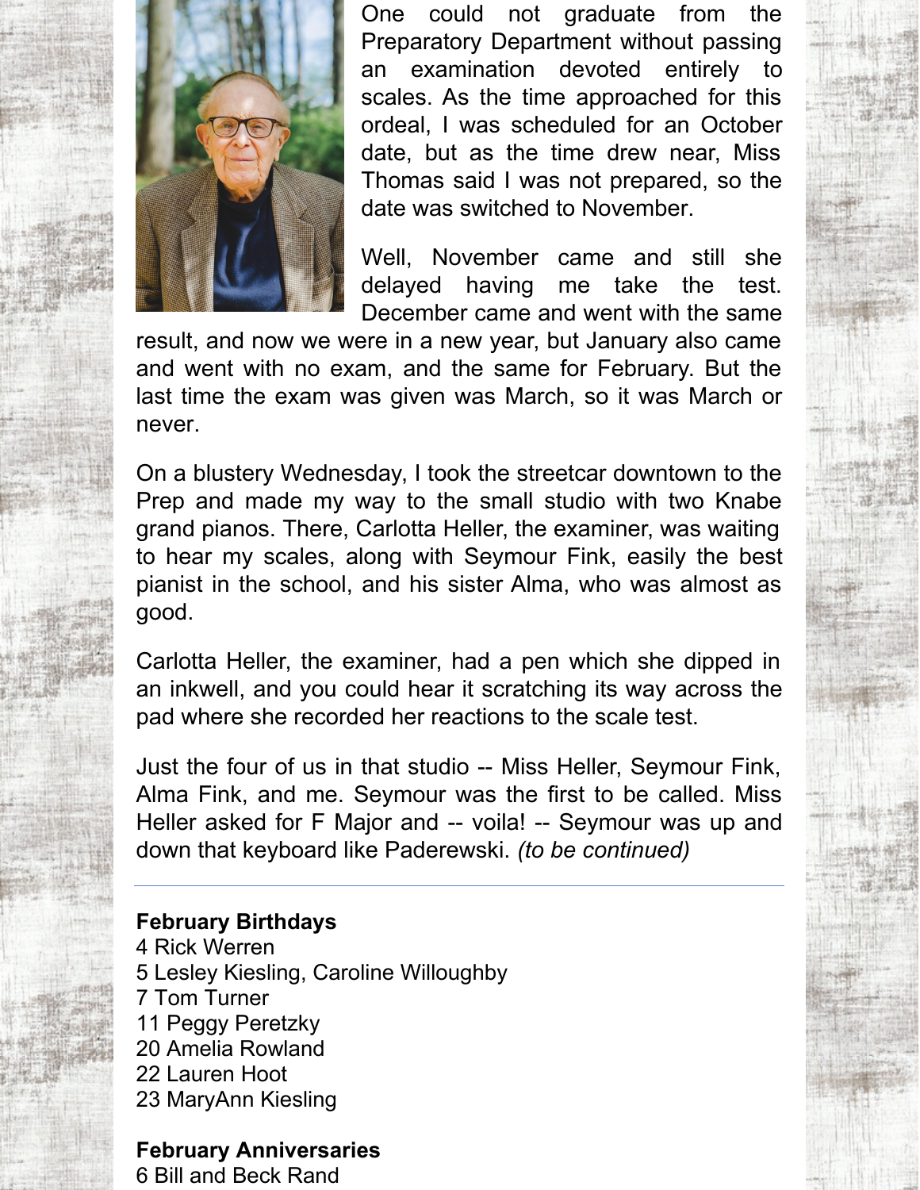One could not graduate from the Preparatory Department without passing an examination devoted entirely to scales. As the time approached for this ordeal, I was scheduled for an October date, but as the time drew near, Miss Thomas said I was not prepared, so the date was switched to November.

Well, November came and still she delayed having me take the test. December came and went with the same result, and now we were in a new year, but January also came and went with no exam, and the same for February. But the last time the exam was given was March, so it was March or never.

On a blustery Wednesday, I took the streetcar downtown to the Prep and made my way to the small studio with two Knabe grand pianos. There, Carlotta Heller, the examiner, was waiting to hear my scales, along with Seymour Fink, easily the best pianist in the school, and his sister Alma, who was almost as good.

Carlotta Heller, the examiner, had a pen which she dipped in an inkwell, and you could hear it scratching its way across the pad where she recorded her reactions to the scale test.

Just the four of us in that studio -- Miss Heller, Seymour Fink, Alma Fink, and me. Seymour was the first to be called. Miss Heller asked for F Major and -- voila! -- Seymour was up and down that keyboard like Paderewski. *(to be continued)*

---

**February Birthdays**

4 Rick Werren
5 Lesley Kiesling, Caroline Willoughby
7 Tom Turner
11 Peggy Peretzky
20 Amelia Rowland
22 Lauren Hoot
23 MaryAnn Kiesling

**February Anniversaries**

6 Bill and Beck Rand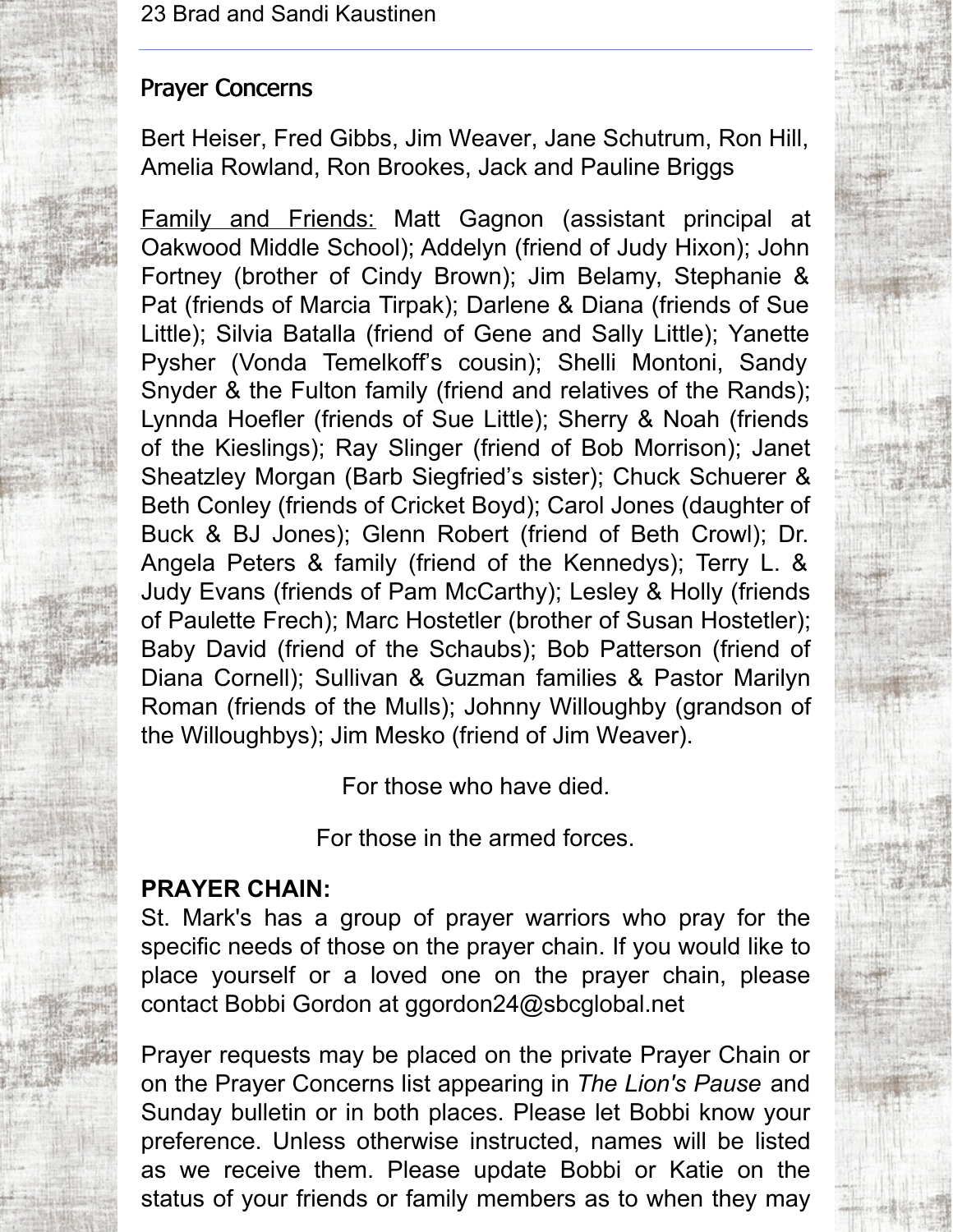23 Brad and Sandi Kaustinen

---

## Prayer Concerns

Bert Heiser, Fred Gibbs, Jim Weaver, Jane Schutrum, Ron Hill, Amelia Rowland, Ron Brookes, Jack and Pauline Briggs

Family and Friends: Matt Gagnon (assistant principal at Oakwood Middle School); Addelyn (friend of Judy Hixon); John Fortney (brother of Cindy Brown); Jim Belamy, Stephanie & Pat (friends of Marcia Tirpak); Darlene & Diana (friends of Sue Little); Silvia Batalla (friend of Gene and Sally Little); Yanette Pysher (Vonda Temelkoff's cousin); Shelli Montoni, Sandy Snyder & the Fulton family (friend and relatives of the Rands); Lynnda Hoefler (friends of Sue Little); Sherry & Noah (friends of the Kieslings); Ray Slinger (friend of Bob Morrison); Janet Sheatzley Morgan (Barb Siegfried's sister); Chuck Schuerer & Beth Conley (friends of Cricket Boyd); Carol Jones (daughter of Buck & BJ Jones); Glenn Robert (friend of Beth Crowl); Dr. Angela Peters & family (friend of the Kennedys); Terry L. & Judy Evans (friends of Pam McCarthy); Lesley & Holly (friends of Paulette Frech); Marc Hostetler (brother of Susan Hostetler); Baby David (friend of the Schaubs); Bob Patterson (friend of Diana Cornell); Sullivan & Guzman families & Pastor Marilyn Roman (friends of the Mulls); Johnny Willoughby (grandson of the Willoughbys); Jim Mesko (friend of Jim Weaver).

For those who have died.

For those in the armed forces.

**PRAYER CHAIN:**
St. Mark's has a group of prayer warriors who pray for the specific needs of those on the prayer chain. If you would like to place yourself or a loved one on the prayer chain, please contact Bobbi Gordon at ggordon24@sbcglobal.net

Prayer requests may be placed on the private Prayer Chain or on the Prayer Concerns list appearing in *The Lion's Pause* and Sunday bulletin or in both places. Please let Bobbi know your preference. Unless otherwise instructed, names will be listed as we receive them. Please update Bobbi or Katie on the status of your friends or family members as to when they may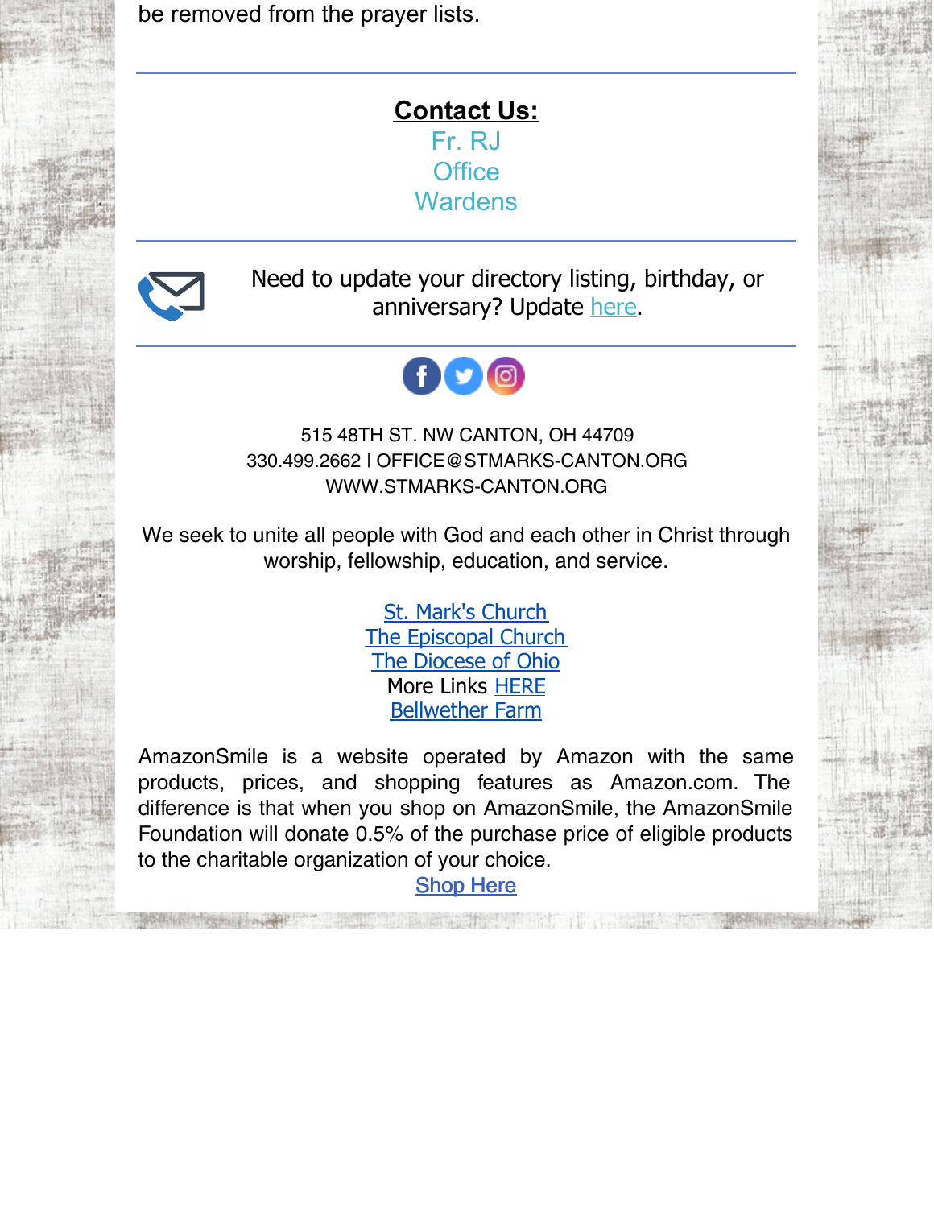be removed from the prayer lists.

---

**Contact Us:**

Fr. RJ
Office
Wardens

---

Need to update your directory listing, birthday, or anniversary? Update here.

---

515 48TH ST. NW CANTON, OH 44709
330.499.2662 | OFFICE@STMARKS-CANTON.ORG
WWW.STMARKS-CANTON.ORG

We seek to unite all people with God and each other in Christ through worship, fellowship, education, and service.

St. Mark's Church
The Episcopal Church
The Diocese of Ohio
More Links HERE
Bellwether Farm

AmazonSmile is a website operated by Amazon with the same products, prices, and shopping features as Amazon.com. The difference is that when you shop on AmazonSmile, the AmazonSmile Foundation will donate 0.5% of the purchase price of eligible products to the charitable organization of your choice.

Shop Here